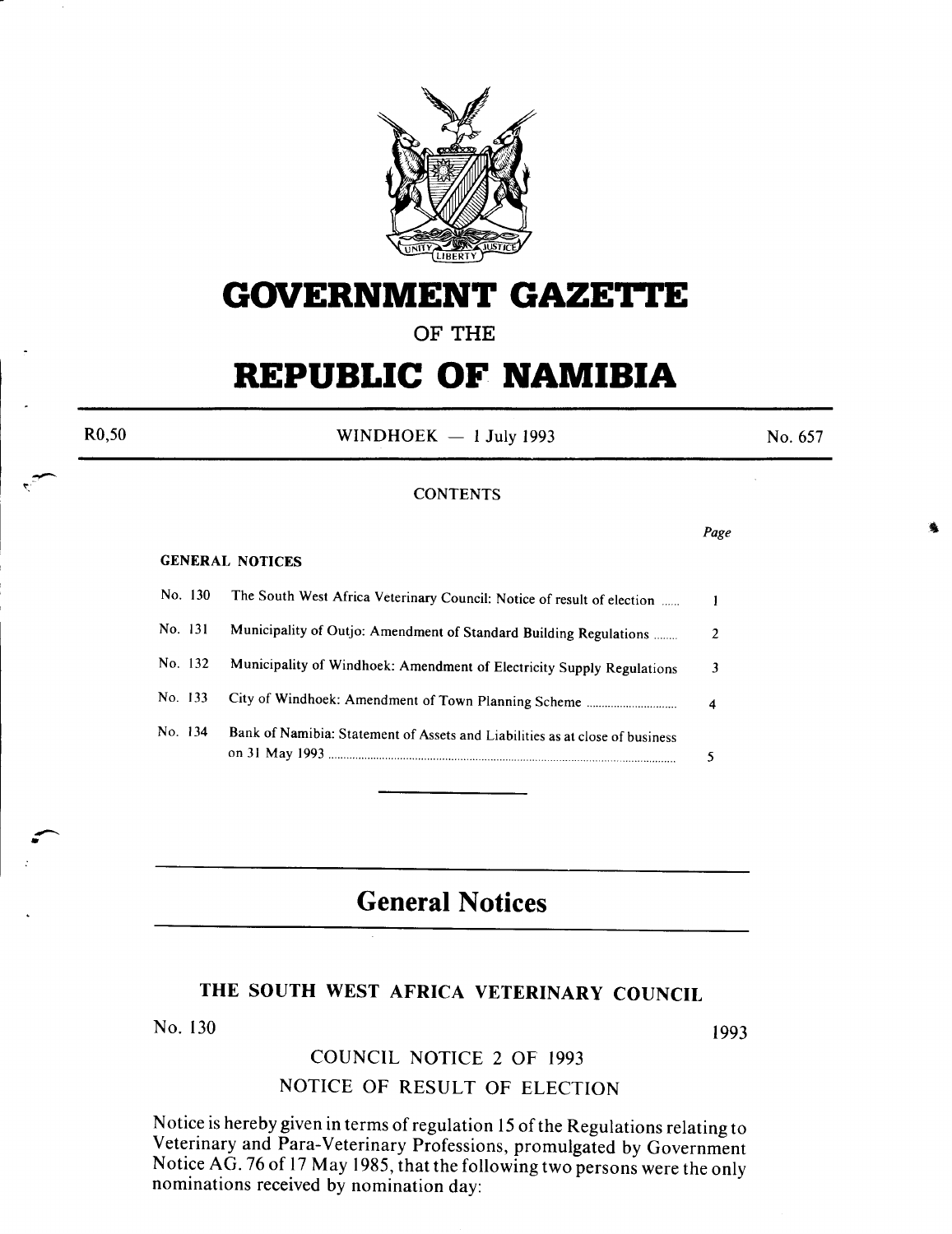# GOVERNMENT GAZETTE

OF THE

# REPUBLIC OF NAMIBIA

R0,50 | WINDHOEK — 1 July 1993 | No. 657

## CONTENTS

| | | Page |
|---|---|---|
| **GENERAL NOTICES** | | |
| No. 130 | The South West Africa Veterinary Council: Notice of result of election | 1 |
| No. 131 | Municipality of Outjo: Amendment of Standard Building Regulations | 2 |
| No. 132 | Municipality of Windhoek: Amendment of Electricity Supply Regulations | 3 |
| No. 133 | City of Windhoek: Amendment of Town Planning Scheme | 4 |
| No. 134 | Bank of Namibia: Statement of Assets and Liabilities as at close of business on 31 May 1993 | 5 |

# General Notices

## THE SOUTH WEST AFRICA VETERINARY COUNCIL

No. 130 1993

### COUNCIL NOTICE 2 OF 1993

### NOTICE OF RESULT OF ELECTION

Notice is hereby given in terms of regulation 15 of the Regulations relating to Veterinary and Para-Veterinary Professions, promulgated by Government Notice AG. 76 of 17 May 1985, that the following two persons were the only nominations received by nomination day: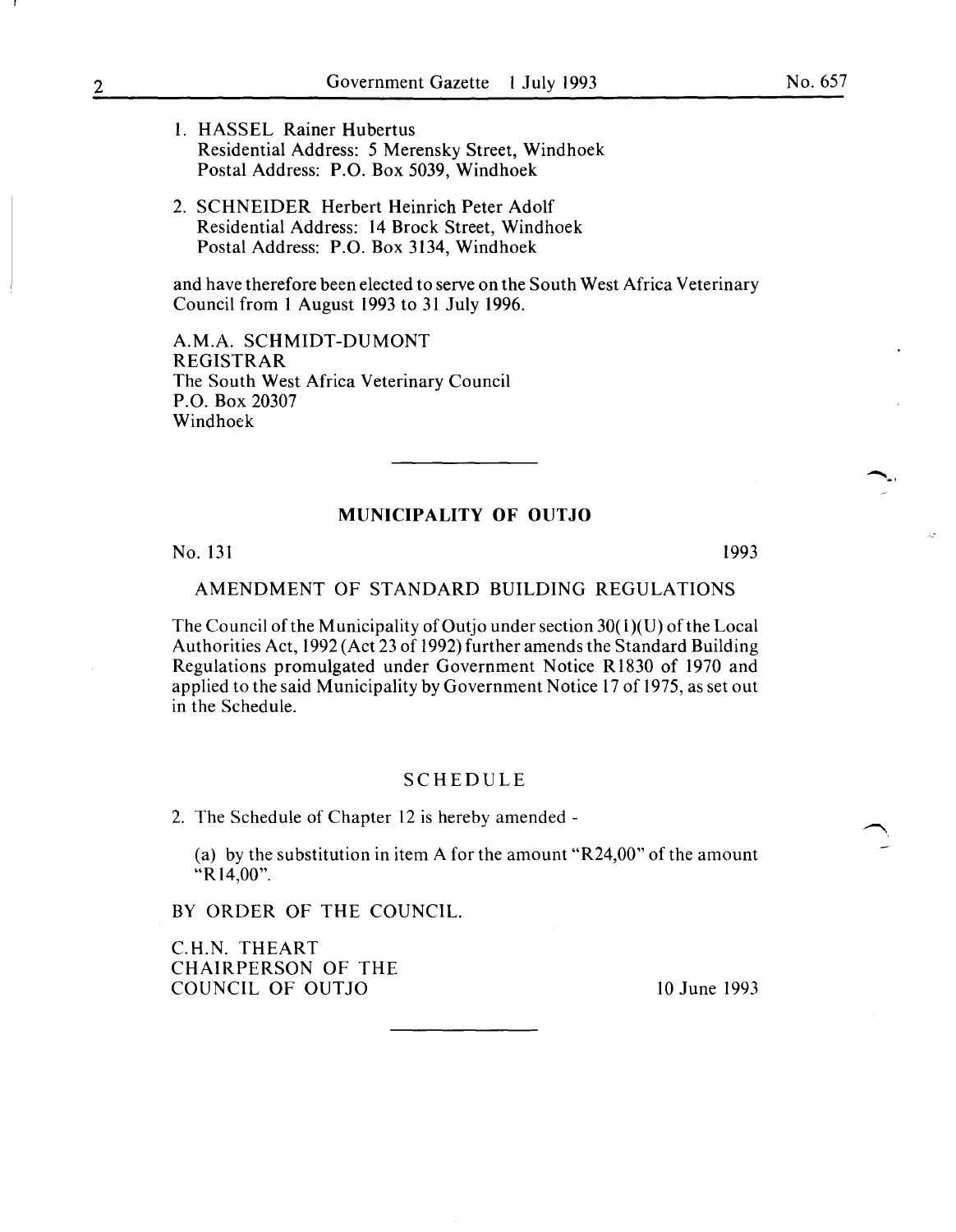1. HASSEL Rainer Hubertus
   Residential Address: 5 Merensky Street, Windhoek
   Postal Address: P.O. Box 5039, Windhoek

2. SCHNEIDER Herbert Heinrich Peter Adolf
   Residential Address: 14 Brock Street, Windhoek
   Postal Address: P.O. Box 3134, Windhoek

and have therefore been elected to serve on the South West Africa Veterinary Council from 1 August 1993 to 31 July 1996.

A.M.A. SCHMIDT-DUMONT
REGISTRAR
The South West Africa Veterinary Council
P.O. Box 20307
Windhoek

---

## MUNICIPALITY OF OUTJO

No. 131 1993

AMENDMENT OF STANDARD BUILDING REGULATIONS

The Council of the Municipality of Outjo under section 30(1)(U) of the Local Authorities Act, 1992 (Act 23 of 1992) further amends the Standard Building Regulations promulgated under Government Notice R1830 of 1970 and applied to the said Municipality by Government Notice 17 of 1975, as set out in the Schedule.

### SCHEDULE

2. The Schedule of Chapter 12 is hereby amended -

   (a) by the substitution in item A for the amount "R24,00" of the amount "R14,00".

BY ORDER OF THE COUNCIL.

C.H.N. THEART
CHAIRPERSON OF THE
COUNCIL OF OUTJO

10 June 1993

---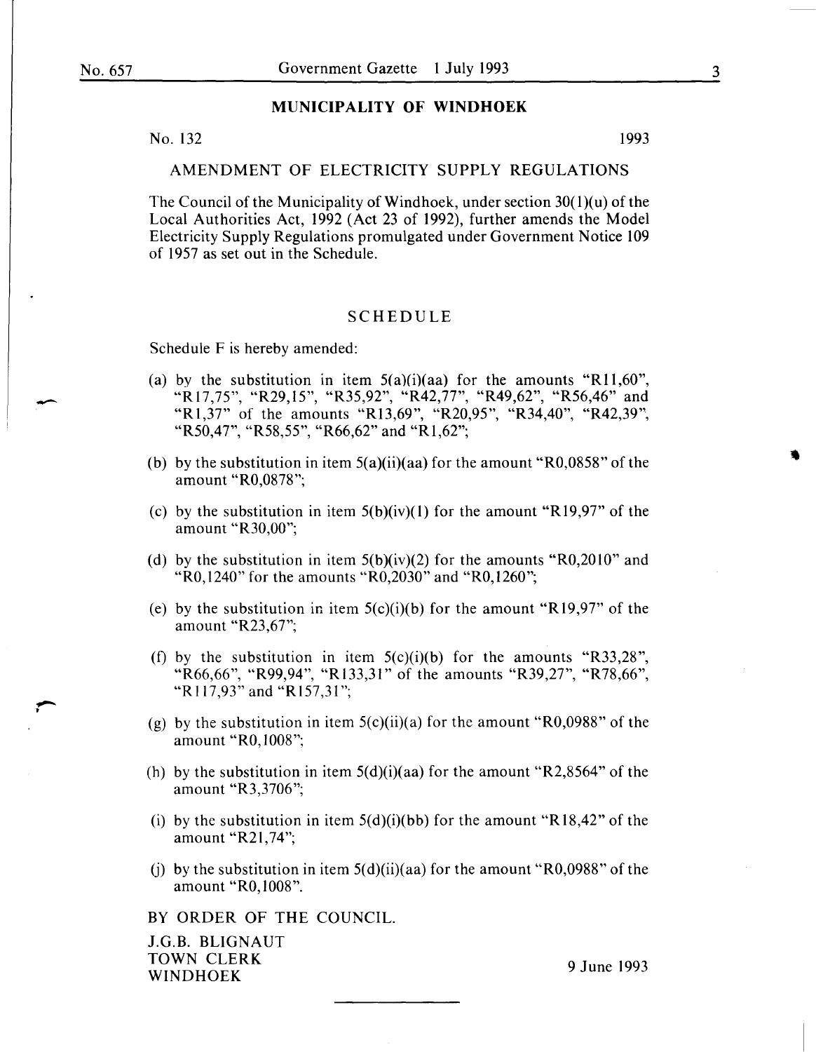## MUNICIPALITY OF WINDHOEK

No. 132 1993

### AMENDMENT OF ELECTRICITY SUPPLY REGULATIONS

The Council of the Municipality of Windhoek, under section 30(1)(u) of the Local Authorities Act, 1992 (Act 23 of 1992), further amends the Model Electricity Supply Regulations promulgated under Government Notice 109 of 1957 as set out in the Schedule.

### SCHEDULE

Schedule F is hereby amended:

(a) by the substitution in item 5(a)(i)(aa) for the amounts "R11,60", "R17,75", "R29,15", "R35,92", "R42,77", "R49,62", "R56,46" and "R1,37" of the amounts "R13,69", "R20,95", "R34,40", "R42,39", "R50,47", "R58,55", "R66,62" and "R1,62";

(b) by the substitution in item 5(a)(ii)(aa) for the amount "R0,0858" of the amount "R0,0878";

(c) by the substitution in item 5(b)(iv)(1) for the amount "R19,97" of the amount "R30,00";

(d) by the substitution in item 5(b)(iv)(2) for the amounts "R0,2010" and "R0,1240" for the amounts "R0,2030" and "R0,1260";

(e) by the substitution in item 5(c)(i)(b) for the amount "R19,97" of the amount "R23,67";

(f) by the substitution in item 5(c)(i)(b) for the amounts "R33,28", "R66,66", "R99,94", "R133,31" of the amounts "R39,27", "R78,66", "R117,93" and "R157,31";

(g) by the substitution in item 5(c)(ii)(a) for the amount "R0,0988" of the amount "R0,1008";

(h) by the substitution in item 5(d)(i)(aa) for the amount "R2,8564" of the amount "R3,3706";

(i) by the substitution in item 5(d)(i)(bb) for the amount "R18,42" of the amount "R21,74";

(j) by the substitution in item 5(d)(ii)(aa) for the amount "R0,0988" of the amount "R0,1008".

BY ORDER OF THE COUNCIL.

J.G.B. BLIGNAUT
TOWN CLERK
WINDHOEK

9 June 1993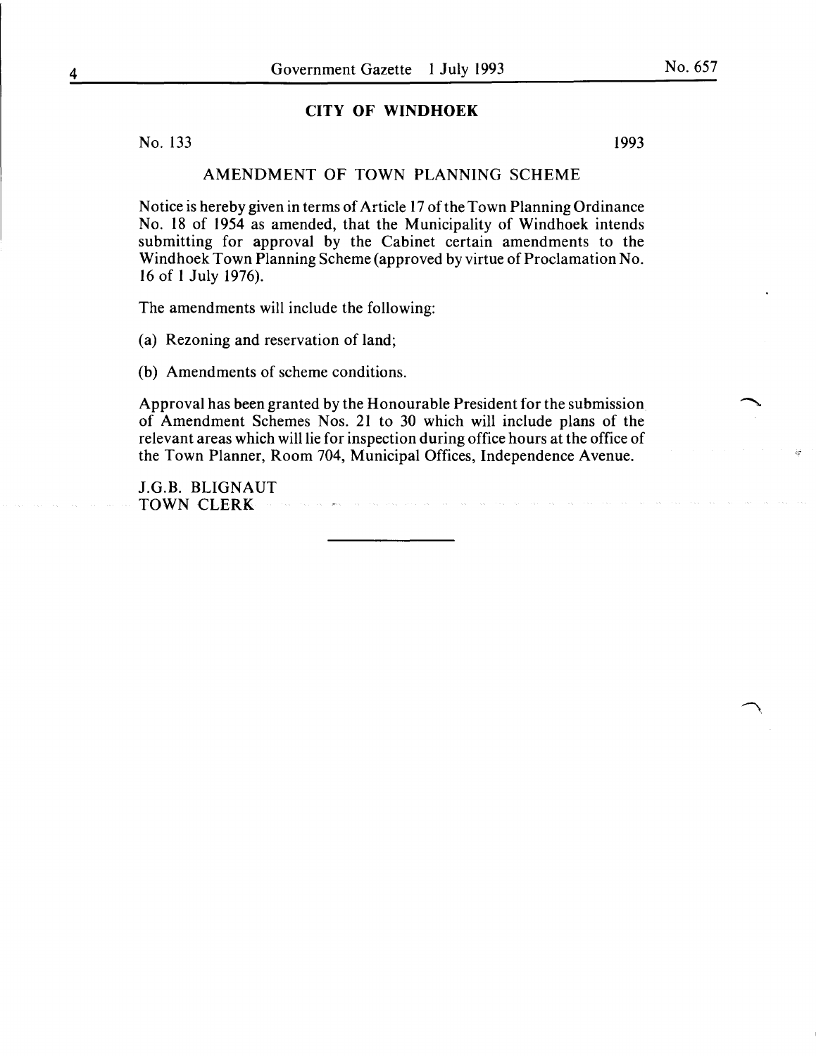## CITY OF WINDHOEK

No. 133 1993

### AMENDMENT OF TOWN PLANNING SCHEME

Notice is hereby given in terms of Article 17 of the Town Planning Ordinance No. 18 of 1954 as amended, that the Municipality of Windhoek intends submitting for approval by the Cabinet certain amendments to the Windhoek Town Planning Scheme (approved by virtue of Proclamation No. 16 of 1 July 1976).

The amendments will include the following:

(a) Rezoning and reservation of land;

(b) Amendments of scheme conditions.

Approval has been granted by the Honourable President for the submission of Amendment Schemes Nos. 21 to 30 which will include plans of the relevant areas which will lie for inspection during office hours at the office of the Town Planner, Room 704, Municipal Offices, Independence Avenue.

J.G.B. BLIGNAUT
TOWN CLERK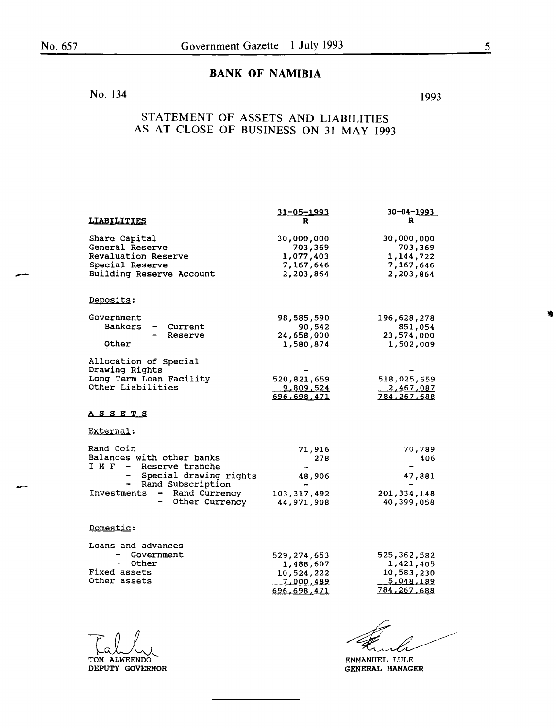## BANK OF NAMIBIA

No. 134 1993

### STATEMENT OF ASSETS AND LIABILITIES AS AT CLOSE OF BUSINESS ON 31 MAY 1993

| | 31-05-1993 | 30-04-1993 |
|---|---|---|
| **LIABILITIES** | R | R |
| Share Capital | 30,000,000 | 30,000,000 |
| General Reserve | 703,369 | 703,369 |
| Revaluation Reserve | 1,077,403 | 1,144,722 |
| Special Reserve | 7,167,646 | 7,167,646 |
| Building Reserve Account | 2,203,864 | 2,203,864 |
| Deposits: | | |
| Government | 98,585,590 | 196,628,278 |
| Bankers - Current | 90,542 | 851,054 |
| - Reserve | 24,658,000 | 23,574,000 |
| Other | 1,580,874 | 1,502,009 |
| Allocation of Special Drawing Rights | - | - |
| Long Term Loan Facility | 520,821,659 | 518,025,659 |
| Other Liabilities | 9,809,524 | 2,467,087 |
| | 696,698,471 | 784,267,688 |
| **ASSETS** | | |
| External: | | |
| Rand Coin | 71,916 | 70,789 |
| Balances with other banks | 278 | 406 |
| I M F - Reserve tranche | - | - |
| - Special drawing rights | 48,906 | 47,881 |
| - Rand Subscription | - | - |
| Investments - Rand Currency | 103,317,492 | 201,334,148 |
| - Other Currency | 44,971,908 | 40,399,058 |
| Domestic: | | |
| Loans and advances | | |
| - Government | 529,274,653 | 525,362,582 |
| - Other | 1,488,607 | 1,421,405 |
| Fixed assets | 10,524,222 | 10,583,230 |
| Other assets | 7,000,489 | 5,048,189 |
| | 696,698,471 | 784,267,688 |

TOM ALWEENDO
DEPUTY GOVERNOR

EMMANUEL LULE
GENERAL MANAGER